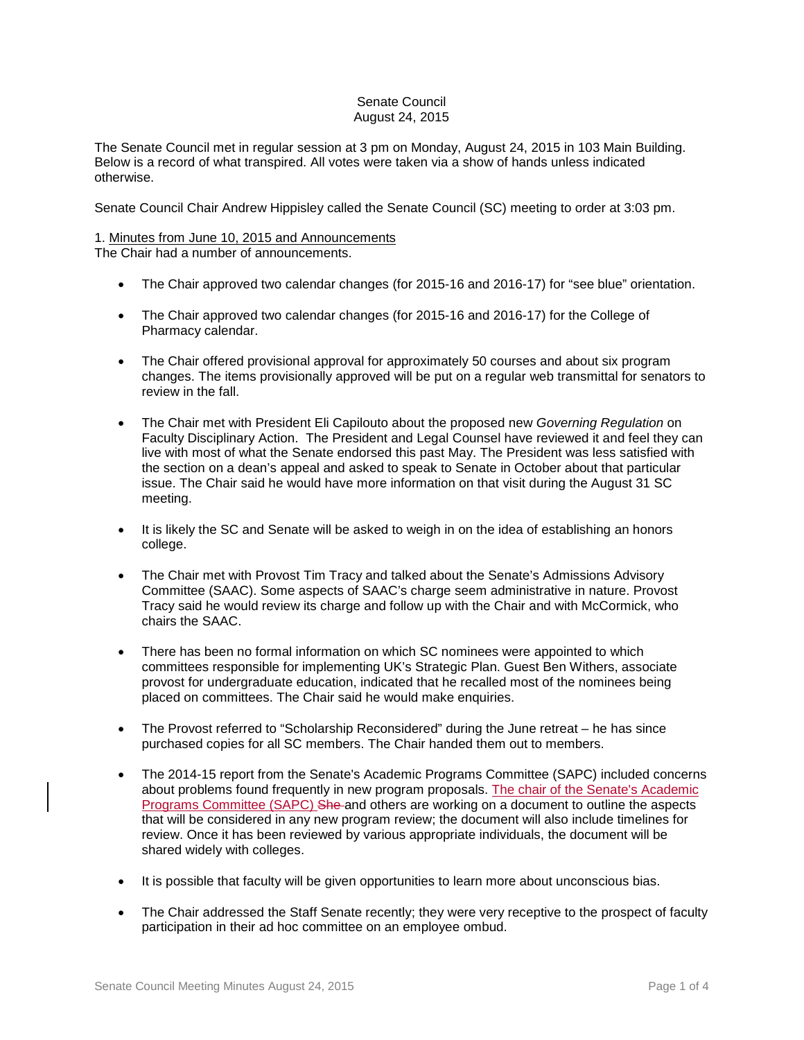Senate Council
August 24, 2015

The Senate Council met in regular session at 3 pm on Monday, August 24, 2015 in 103 Main Building. Below is a record of what transpired. All votes were taken via a show of hands unless indicated otherwise.

Senate Council Chair Andrew Hippisley called the Senate Council (SC) meeting to order at 3:03 pm.

1. Minutes from June 10, 2015 and Announcements
The Chair had a number of announcements.

- The Chair approved two calendar changes (for 2015-16 and 2016-17) for "see blue" orientation.
- The Chair approved two calendar changes (for 2015-16 and 2016-17) for the College of Pharmacy calendar.
- The Chair offered provisional approval for approximately 50 courses and about six program changes. The items provisionally approved will be put on a regular web transmittal for senators to review in the fall.
- The Chair met with President Eli Capilouto about the proposed new *Governing Regulation* on Faculty Disciplinary Action. The President and Legal Counsel have reviewed it and feel they can live with most of what the Senate endorsed this past May. The President was less satisfied with the section on a dean's appeal and asked to speak to Senate in October about that particular issue. The Chair said he would have more information on that visit during the August 31 SC meeting.
- It is likely the SC and Senate will be asked to weigh in on the idea of establishing an honors college.
- The Chair met with Provost Tim Tracy and talked about the Senate's Admissions Advisory Committee (SAAC). Some aspects of SAAC's charge seem administrative in nature. Provost Tracy said he would review its charge and follow up with the Chair and with McCormick, who chairs the SAAC.
- There has been no formal information on which SC nominees were appointed to which committees responsible for implementing UK's Strategic Plan. Guest Ben Withers, associate provost for undergraduate education, indicated that he recalled most of the nominees being placed on committees. The Chair said he would make enquiries.
- The Provost referred to "Scholarship Reconsidered" during the June retreat – he has since purchased copies for all SC members. The Chair handed them out to members.
- The 2014-15 report from the Senate's Academic Programs Committee (SAPC) included concerns about problems found frequently in new program proposals. The chair of the Senate's Academic Programs Committee (SAPC) ~~She~~ and others are working on a document to outline the aspects that will be considered in any new program review; the document will also include timelines for review. Once it has been reviewed by various appropriate individuals, the document will be shared widely with colleges.
- It is possible that faculty will be given opportunities to learn more about unconscious bias.
- The Chair addressed the Staff Senate recently; they were very receptive to the prospect of faculty participation in their ad hoc committee on an employee ombud.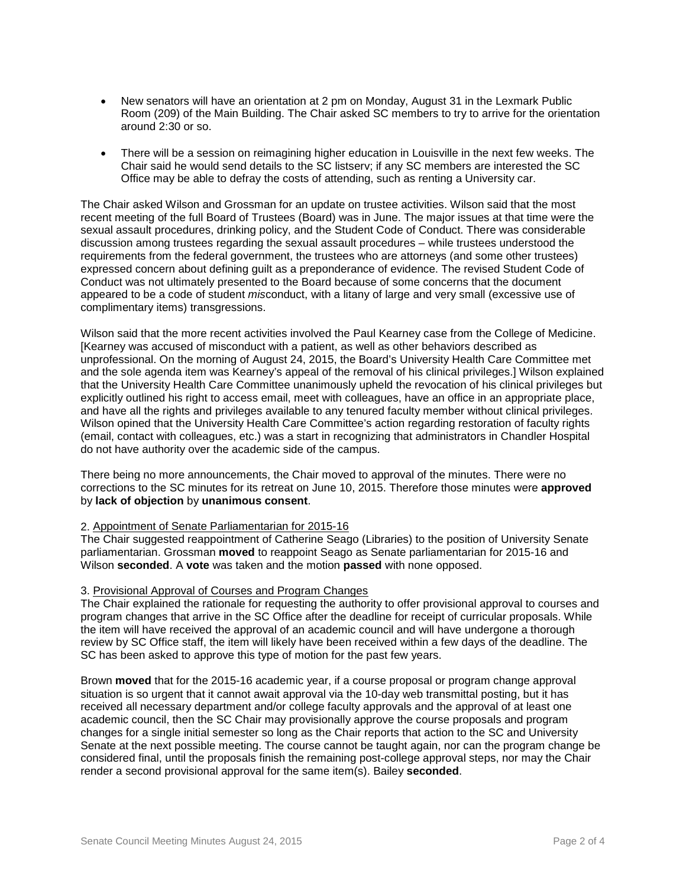- New senators will have an orientation at 2 pm on Monday, August 31 in the Lexmark Public Room (209) of the Main Building. The Chair asked SC members to try to arrive for the orientation around 2:30 or so.

- There will be a session on reimagining higher education in Louisville in the next few weeks. The Chair said he would send details to the SC listserv; if any SC members are interested the SC Office may be able to defray the costs of attending, such as renting a University car.

The Chair asked Wilson and Grossman for an update on trustee activities. Wilson said that the most recent meeting of the full Board of Trustees (Board) was in June. The major issues at that time were the sexual assault procedures, drinking policy, and the Student Code of Conduct. There was considerable discussion among trustees regarding the sexual assault procedures – while trustees understood the requirements from the federal government, the trustees who are attorneys (and some other trustees) expressed concern about defining guilt as a preponderance of evidence. The revised Student Code of Conduct was not ultimately presented to the Board because of some concerns that the document appeared to be a code of student *mis*conduct, with a litany of large and very small (excessive use of complimentary items) transgressions.

Wilson said that the more recent activities involved the Paul Kearney case from the College of Medicine. [Kearney was accused of misconduct with a patient, as well as other behaviors described as unprofessional. On the morning of August 24, 2015, the Board's University Health Care Committee met and the sole agenda item was Kearney's appeal of the removal of his clinical privileges.] Wilson explained that the University Health Care Committee unanimously upheld the revocation of his clinical privileges but explicitly outlined his right to access email, meet with colleagues, have an office in an appropriate place, and have all the rights and privileges available to any tenured faculty member without clinical privileges. Wilson opined that the University Health Care Committee's action regarding restoration of faculty rights (email, contact with colleagues, etc.) was a start in recognizing that administrators in Chandler Hospital do not have authority over the academic side of the campus.

There being no more announcements, the Chair moved to approval of the minutes. There were no corrections to the SC minutes for its retreat on June 10, 2015. Therefore those minutes were **approved** by **lack of objection** by **unanimous consent**.

2. Appointment of Senate Parliamentarian for 2015-16

The Chair suggested reappointment of Catherine Seago (Libraries) to the position of University Senate parliamentarian. Grossman **moved** to reappoint Seago as Senate parliamentarian for 2015-16 and Wilson **seconded**. A **vote** was taken and the motion **passed** with none opposed.

3. Provisional Approval of Courses and Program Changes

The Chair explained the rationale for requesting the authority to offer provisional approval to courses and program changes that arrive in the SC Office after the deadline for receipt of curricular proposals. While the item will have received the approval of an academic council and will have undergone a thorough review by SC Office staff, the item will likely have been received within a few days of the deadline. The SC has been asked to approve this type of motion for the past few years.

Brown **moved** that for the 2015-16 academic year, if a course proposal or program change approval situation is so urgent that it cannot await approval via the 10-day web transmittal posting, but it has received all necessary department and/or college faculty approvals and the approval of at least one academic council, then the SC Chair may provisionally approve the course proposals and program changes for a single initial semester so long as the Chair reports that action to the SC and University Senate at the next possible meeting. The course cannot be taught again, nor can the program change be considered final, until the proposals finish the remaining post-college approval steps, nor may the Chair render a second provisional approval for the same item(s). Bailey **seconded**.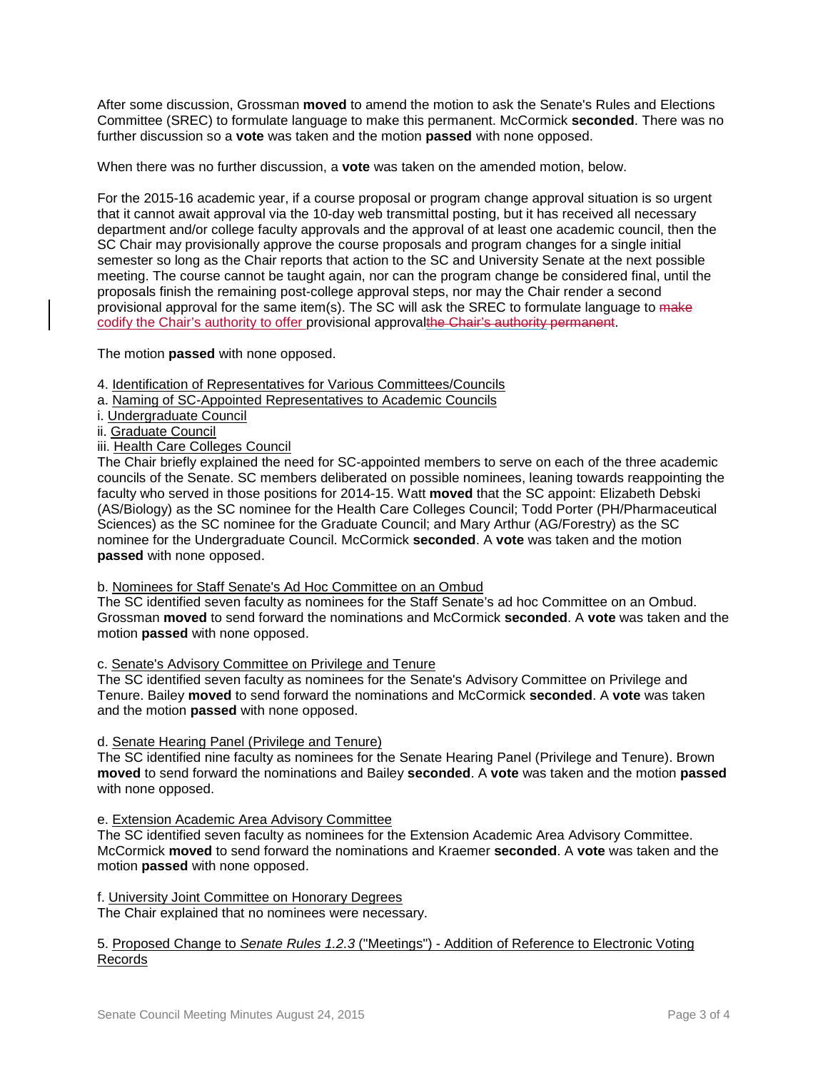After some discussion, Grossman **moved** to amend the motion to ask the Senate's Rules and Elections Committee (SREC) to formulate language to make this permanent. McCormick **seconded**. There was no further discussion so a **vote** was taken and the motion **passed** with none opposed.

When there was no further discussion, a **vote** was taken on the amended motion, below.

For the 2015-16 academic year, if a course proposal or program change approval situation is so urgent that it cannot await approval via the 10-day web transmittal posting, but it has received all necessary department and/or college faculty approvals and the approval of at least one academic council, then the SC Chair may provisionally approve the course proposals and program changes for a single initial semester so long as the Chair reports that action to the SC and University Senate at the next possible meeting. The course cannot be taught again, nor can the program change be considered final, until the proposals finish the remaining post-college approval steps, nor may the Chair render a second provisional approval for the same item(s). The SC will ask the SREC to formulate language to ~~make~~ codify the Chair's authority to offer provisional approval~~the Chair's authority permanent~~.

The motion **passed** with none opposed.

4. Identification of Representatives for Various Committees/Councils
a. Naming of SC-Appointed Representatives to Academic Councils
i. Undergraduate Council
ii. Graduate Council
iii. Health Care Colleges Council

The Chair briefly explained the need for SC-appointed members to serve on each of the three academic councils of the Senate. SC members deliberated on possible nominees, leaning towards reappointing the faculty who served in those positions for 2014-15. Watt **moved** that the SC appoint: Elizabeth Debski (AS/Biology) as the SC nominee for the Health Care Colleges Council; Todd Porter (PH/Pharmaceutical Sciences) as the SC nominee for the Graduate Council; and Mary Arthur (AG/Forestry) as the SC nominee for the Undergraduate Council. McCormick **seconded**. A **vote** was taken and the motion **passed** with none opposed.

b. Nominees for Staff Senate's Ad Hoc Committee on an Ombud
The SC identified seven faculty as nominees for the Staff Senate's ad hoc Committee on an Ombud. Grossman **moved** to send forward the nominations and McCormick **seconded**. A **vote** was taken and the motion **passed** with none opposed.

c. Senate's Advisory Committee on Privilege and Tenure
The SC identified seven faculty as nominees for the Senate's Advisory Committee on Privilege and Tenure. Bailey **moved** to send forward the nominations and McCormick **seconded**. A **vote** was taken and the motion **passed** with none opposed.

d. Senate Hearing Panel (Privilege and Tenure)
The SC identified nine faculty as nominees for the Senate Hearing Panel (Privilege and Tenure). Brown **moved** to send forward the nominations and Bailey **seconded**. A **vote** was taken and the motion **passed** with none opposed.

e. Extension Academic Area Advisory Committee
The SC identified seven faculty as nominees for the Extension Academic Area Advisory Committee. McCormick **moved** to send forward the nominations and Kraemer **seconded**. A **vote** was taken and the motion **passed** with none opposed.

f. University Joint Committee on Honorary Degrees
The Chair explained that no nominees were necessary.

5. Proposed Change to *Senate Rules 1.2.3* ("Meetings") - Addition of Reference to Electronic Voting Records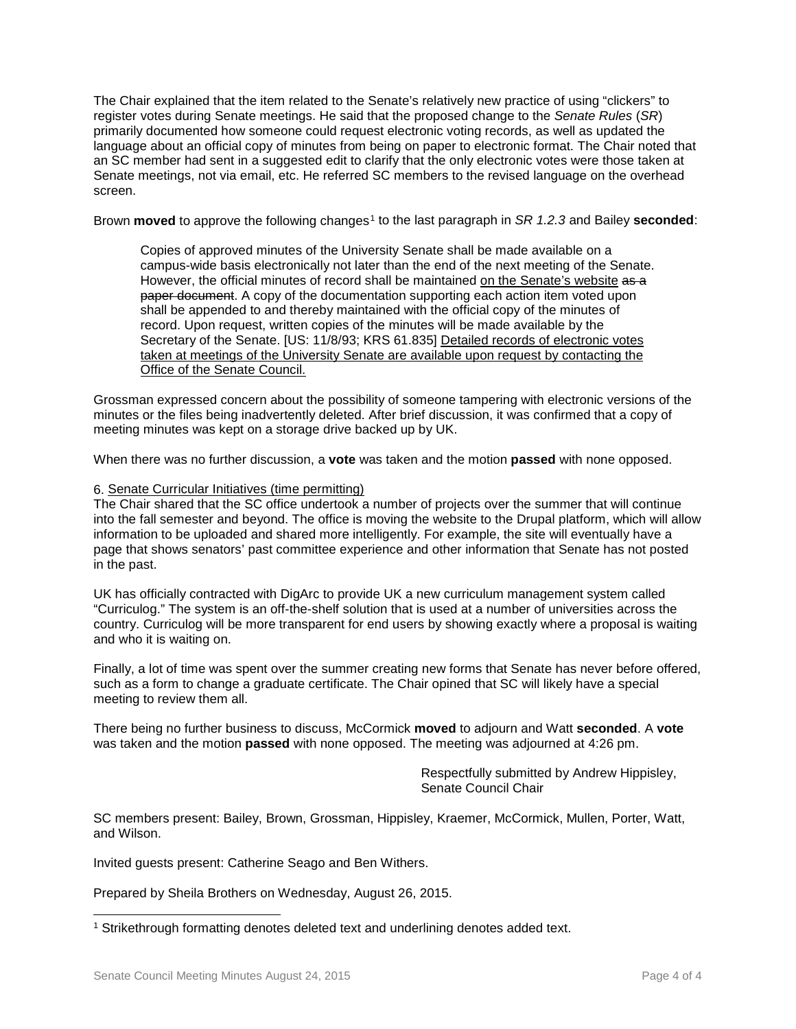The Chair explained that the item related to the Senate's relatively new practice of using "clickers" to register votes during Senate meetings. He said that the proposed change to the *Senate Rules* (*SR*) primarily documented how someone could request electronic voting records, as well as updated the language about an official copy of minutes from being on paper to electronic format. The Chair noted that an SC member had sent in a suggested edit to clarify that the only electronic votes were those taken at Senate meetings, not via email, etc. He referred SC members to the revised language on the overhead screen.

Brown **moved** to approve the following changes[1] to the last paragraph in *SR 1.2.3* and Bailey **seconded**:

> Copies of approved minutes of the University Senate shall be made available on a campus-wide basis electronically not later than the end of the next meeting of the Senate. However, the official minutes of record shall be maintained <u>on the Senate's website</u> ~~as a paper document~~. A copy of the documentation supporting each action item voted upon shall be appended to and thereby maintained with the official copy of the minutes of record. Upon request, written copies of the minutes will be made available by the Secretary of the Senate. [US: 11/8/93; KRS 61.835] <u>Detailed records of electronic votes taken at meetings of the University Senate are available upon request by contacting the Office of the Senate Council.</u>

Grossman expressed concern about the possibility of someone tampering with electronic versions of the minutes or the files being inadvertently deleted. After brief discussion, it was confirmed that a copy of meeting minutes was kept on a storage drive backed up by UK.

When there was no further discussion, a **vote** was taken and the motion **passed** with none opposed.

6. <u>Senate Curricular Initiatives (time permitting)</u>

The Chair shared that the SC office undertook a number of projects over the summer that will continue into the fall semester and beyond. The office is moving the website to the Drupal platform, which will allow information to be uploaded and shared more intelligently. For example, the site will eventually have a page that shows senators' past committee experience and other information that Senate has not posted in the past.

UK has officially contracted with DigArc to provide UK a new curriculum management system called "Curriculog." The system is an off-the-shelf solution that is used at a number of universities across the country. Curriculog will be more transparent for end users by showing exactly where a proposal is waiting and who it is waiting on.

Finally, a lot of time was spent over the summer creating new forms that Senate has never before offered, such as a form to change a graduate certificate. The Chair opined that SC will likely have a special meeting to review them all.

There being no further business to discuss, McCormick **moved** to adjourn and Watt **seconded**. A **vote** was taken and the motion **passed** with none opposed. The meeting was adjourned at 4:26 pm.

Respectfully submitted by Andrew Hippisley,
Senate Council Chair

SC members present: Bailey, Brown, Grossman, Hippisley, Kraemer, McCormick, Mullen, Porter, Watt, and Wilson.

Invited guests present: Catherine Seago and Ben Withers.

Prepared by Sheila Brothers on Wednesday, August 26, 2015.

---

[1] Strikethrough formatting denotes deleted text and underlining denotes added text.